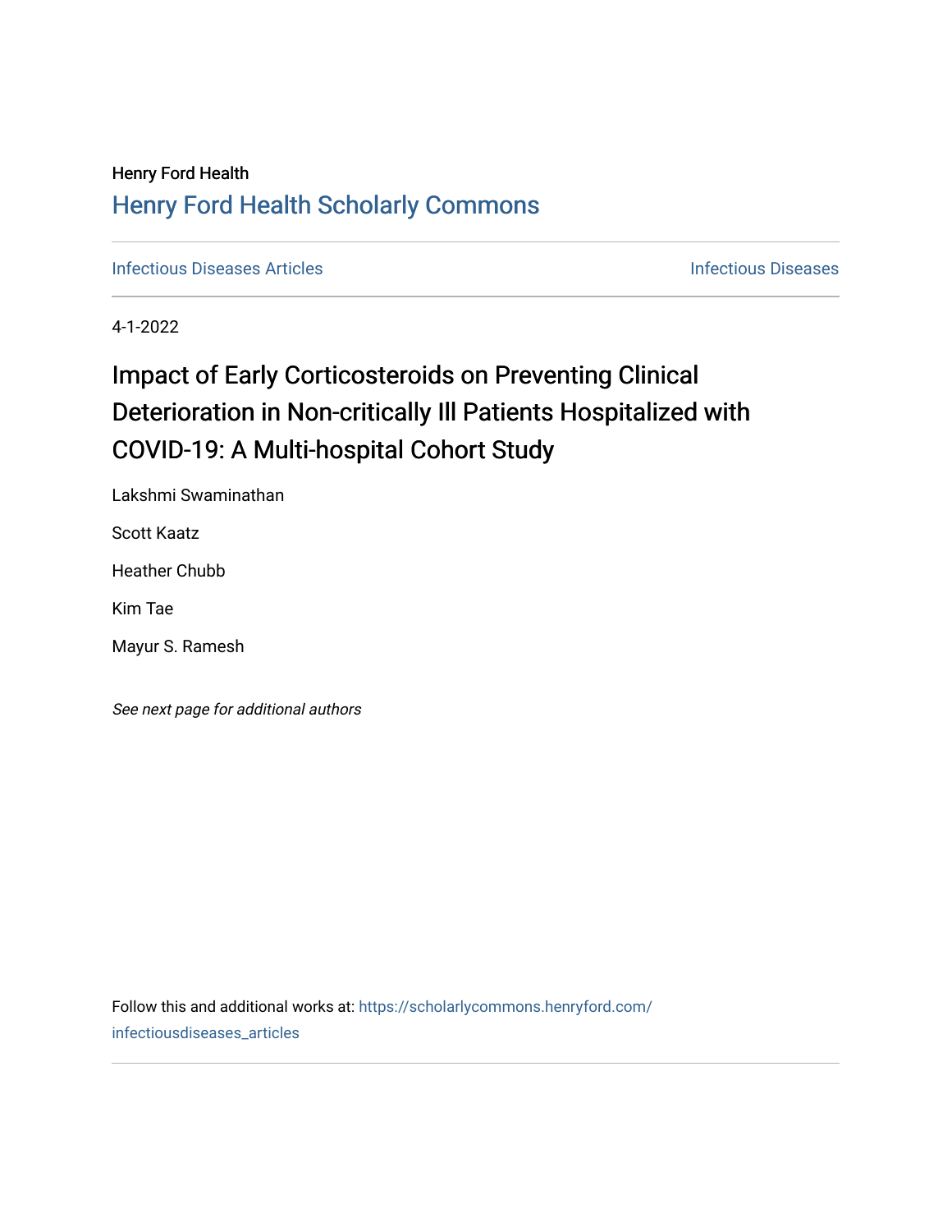Henry Ford Health

# Henry Ford Health Scholarly Commons

Infectious Diseases Articles | Infectious Diseases

4-1-2022

# Impact of Early Corticosteroids on Preventing Clinical Deterioration in Non-critically Ill Patients Hospitalized with COVID-19: A Multi-hospital Cohort Study

Lakshmi Swaminathan

Scott Kaatz

Heather Chubb

Kim Tae

Mayur S. Ramesh

*See next page for additional authors*

Follow this and additional works at: https://scholarlycommons.henryford.com/infectiousdiseases_articles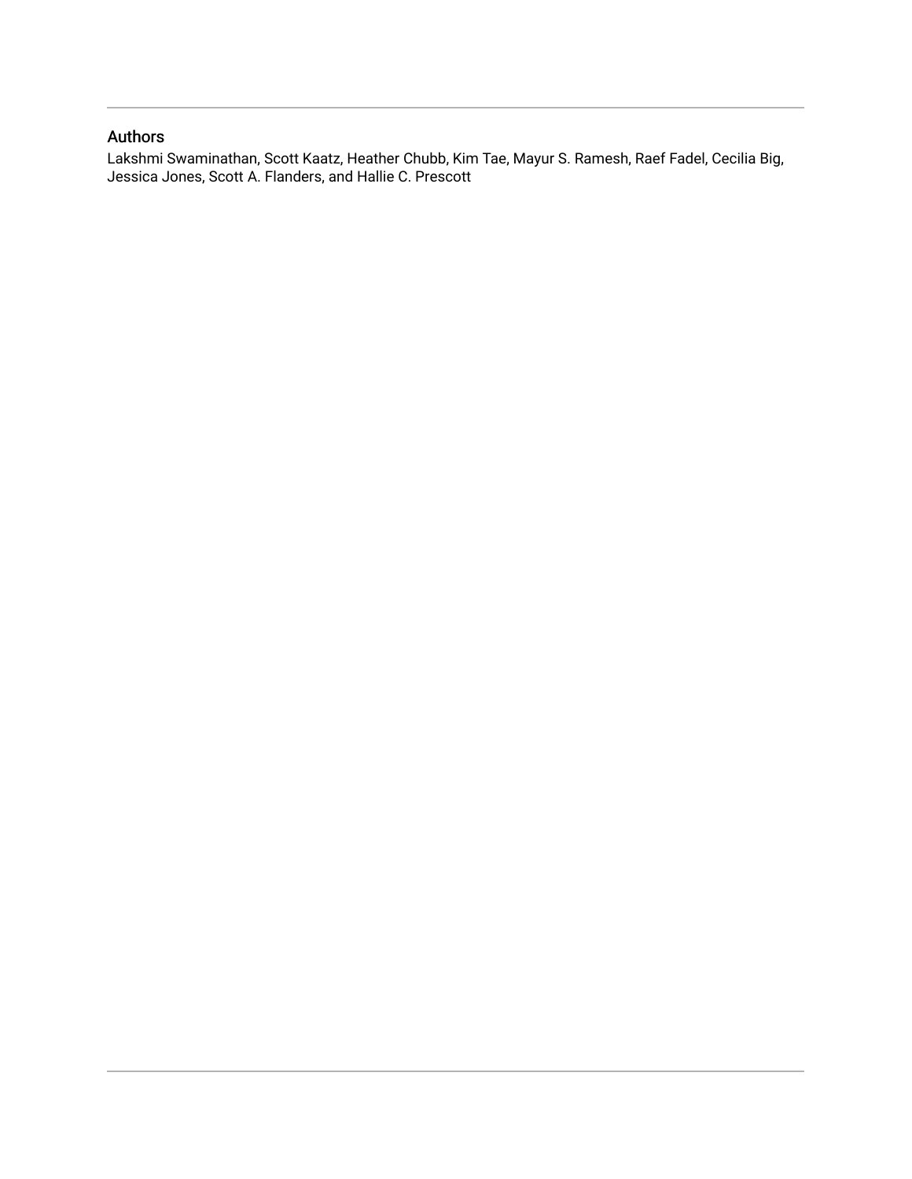## Authors

Lakshmi Swaminathan, Scott Kaatz, Heather Chubb, Kim Tae, Mayur S. Ramesh, Raef Fadel, Cecilia Big, Jessica Jones, Scott A. Flanders, and Hallie C. Prescott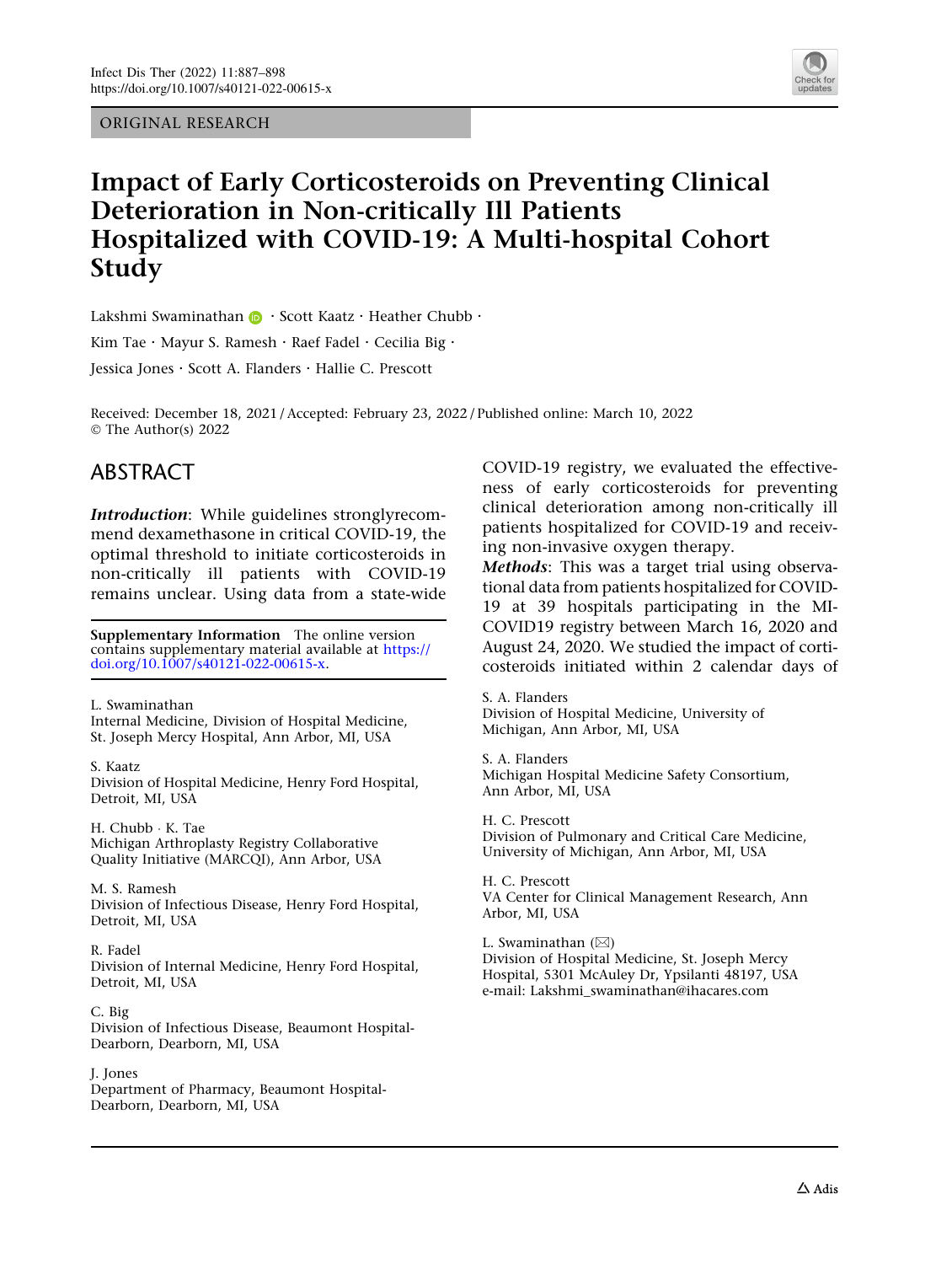ORIGINAL RESEARCH

# Impact of Early Corticosteroids on Preventing Clinical Deterioration in Non-critically Ill Patients Hospitalized with COVID-19: A Multi-hospital Cohort Study

Lakshmi Swaminathan · Scott Kaatz · Heather Chubb · Kim Tae · Mayur S. Ramesh · Raef Fadel · Cecilia Big · Jessica Jones · Scott A. Flanders · Hallie C. Prescott

Received: December 18, 2021 / Accepted: February 23, 2022 / Published online: March 10, 2022
© The Author(s) 2022

## ABSTRACT

***Introduction***: While guidelines stronglyrecommend dexamethasone in critical COVID-19, the optimal threshold to initiate corticosteroids in non-critically ill patients with COVID-19 remains unclear. Using data from a state-wide COVID-19 registry, we evaluated the effectiveness of early corticosteroids for preventing clinical deterioration among non-critically ill patients hospitalized for COVID-19 and receiving non-invasive oxygen therapy.

***Methods***: This was a target trial using observational data from patients hospitalized for COVID-19 at 39 hospitals participating in the MI-COVID19 registry between March 16, 2020 and August 24, 2020. We studied the impact of corticosteroids initiated within 2 calendar days of

**Supplementary Information** The online version contains supplementary material available at https://doi.org/10.1007/s40121-022-00615-x.

L. Swaminathan
Internal Medicine, Division of Hospital Medicine, St. Joseph Mercy Hospital, Ann Arbor, MI, USA

S. Kaatz
Division of Hospital Medicine, Henry Ford Hospital, Detroit, MI, USA

H. Chubb · K. Tae
Michigan Arthroplasty Registry Collaborative Quality Initiative (MARCQI), Ann Arbor, USA

M. S. Ramesh
Division of Infectious Disease, Henry Ford Hospital, Detroit, MI, USA

R. Fadel
Division of Internal Medicine, Henry Ford Hospital, Detroit, MI, USA

C. Big
Division of Infectious Disease, Beaumont Hospital-Dearborn, Dearborn, MI, USA

J. Jones
Department of Pharmacy, Beaumont Hospital-Dearborn, Dearborn, MI, USA

S. A. Flanders
Division of Hospital Medicine, University of Michigan, Ann Arbor, MI, USA

S. A. Flanders
Michigan Hospital Medicine Safety Consortium, Ann Arbor, MI, USA

H. C. Prescott
Division of Pulmonary and Critical Care Medicine, University of Michigan, Ann Arbor, MI, USA

H. C. Prescott
VA Center for Clinical Management Research, Ann Arbor, MI, USA

L. Swaminathan (✉)
Division of Hospital Medicine, St. Joseph Mercy Hospital, 5301 McAuley Dr, Ypsilanti 48197, USA
e-mail: Lakshmi_swaminathan@ihacares.com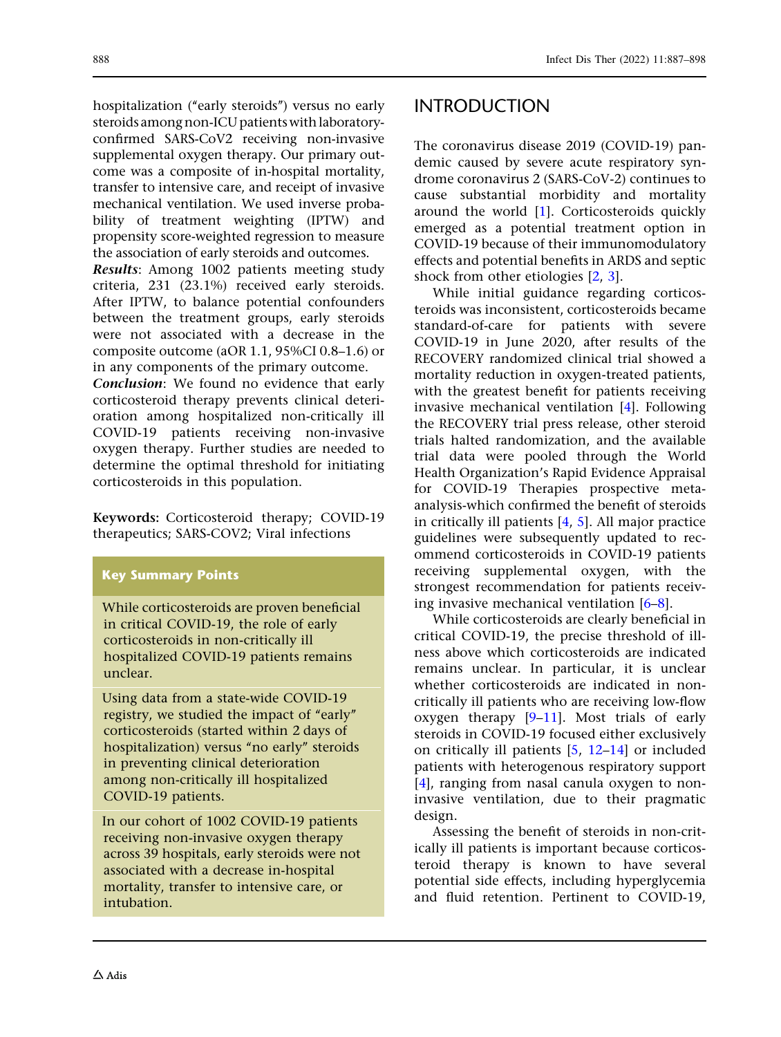hospitalization ("early steroids") versus no early steroids among non-ICU patients with laboratory-confirmed SARS-CoV2 receiving non-invasive supplemental oxygen therapy. Our primary outcome was a composite of in-hospital mortality, transfer to intensive care, and receipt of invasive mechanical ventilation. We used inverse probability of treatment weighting (IPTW) and propensity score-weighted regression to measure the association of early steroids and outcomes.

***Results***: Among 1002 patients meeting study criteria, 231 (23.1%) received early steroids. After IPTW, to balance potential confounders between the treatment groups, early steroids were not associated with a decrease in the composite outcome (aOR 1.1, 95%CI 0.8–1.6) or in any components of the primary outcome.

***Conclusion***: We found no evidence that early corticosteroid therapy prevents clinical deterioration among hospitalized non-critically ill COVID-19 patients receiving non-invasive oxygen therapy. Further studies are needed to determine the optimal threshold for initiating corticosteroids in this population.

**Keywords:** Corticosteroid therapy; COVID-19 therapeutics; SARS-COV2; Viral infections

**Key Summary Points**

While corticosteroids are proven beneficial in critical COVID-19, the role of early corticosteroids in non-critically ill hospitalized COVID-19 patients remains unclear.

Using data from a state-wide COVID-19 registry, we studied the impact of "early" corticosteroids (started within 2 days of hospitalization) versus "no early" steroids in preventing clinical deterioration among non-critically ill hospitalized COVID-19 patients.

In our cohort of 1002 COVID-19 patients receiving non-invasive oxygen therapy across 39 hospitals, early steroids were not associated with a decrease in-hospital mortality, transfer to intensive care, or intubation.

## INTRODUCTION

The coronavirus disease 2019 (COVID-19) pandemic caused by severe acute respiratory syndrome coronavirus 2 (SARS-CoV-2) continues to cause substantial morbidity and mortality around the world [1]. Corticosteroids quickly emerged as a potential treatment option in COVID-19 because of their immunomodulatory effects and potential benefits in ARDS and septic shock from other etiologies [2, 3].

While initial guidance regarding corticosteroids was inconsistent, corticosteroids became standard-of-care for patients with severe COVID-19 in June 2020, after results of the RECOVERY randomized clinical trial showed a mortality reduction in oxygen-treated patients, with the greatest benefit for patients receiving invasive mechanical ventilation [4]. Following the RECOVERY trial press release, other steroid trials halted randomization, and the available trial data were pooled through the World Health Organization's Rapid Evidence Appraisal for COVID-19 Therapies prospective meta-analysis-which confirmed the benefit of steroids in critically ill patients [4, 5]. All major practice guidelines were subsequently updated to recommend corticosteroids in COVID-19 patients receiving supplemental oxygen, with the strongest recommendation for patients receiving invasive mechanical ventilation [6–8].

While corticosteroids are clearly beneficial in critical COVID-19, the precise threshold of illness above which corticosteroids are indicated remains unclear. In particular, it is unclear whether corticosteroids are indicated in non-critically ill patients who are receiving low-flow oxygen therapy [9–11]. Most trials of early steroids in COVID-19 focused either exclusively on critically ill patients [5, 12–14] or included patients with heterogenous respiratory support [4], ranging from nasal canula oxygen to non-invasive ventilation, due to their pragmatic design.

Assessing the benefit of steroids in non-critically ill patients is important because corticosteroid therapy is known to have several potential side effects, including hyperglycemia and fluid retention. Pertinent to COVID-19,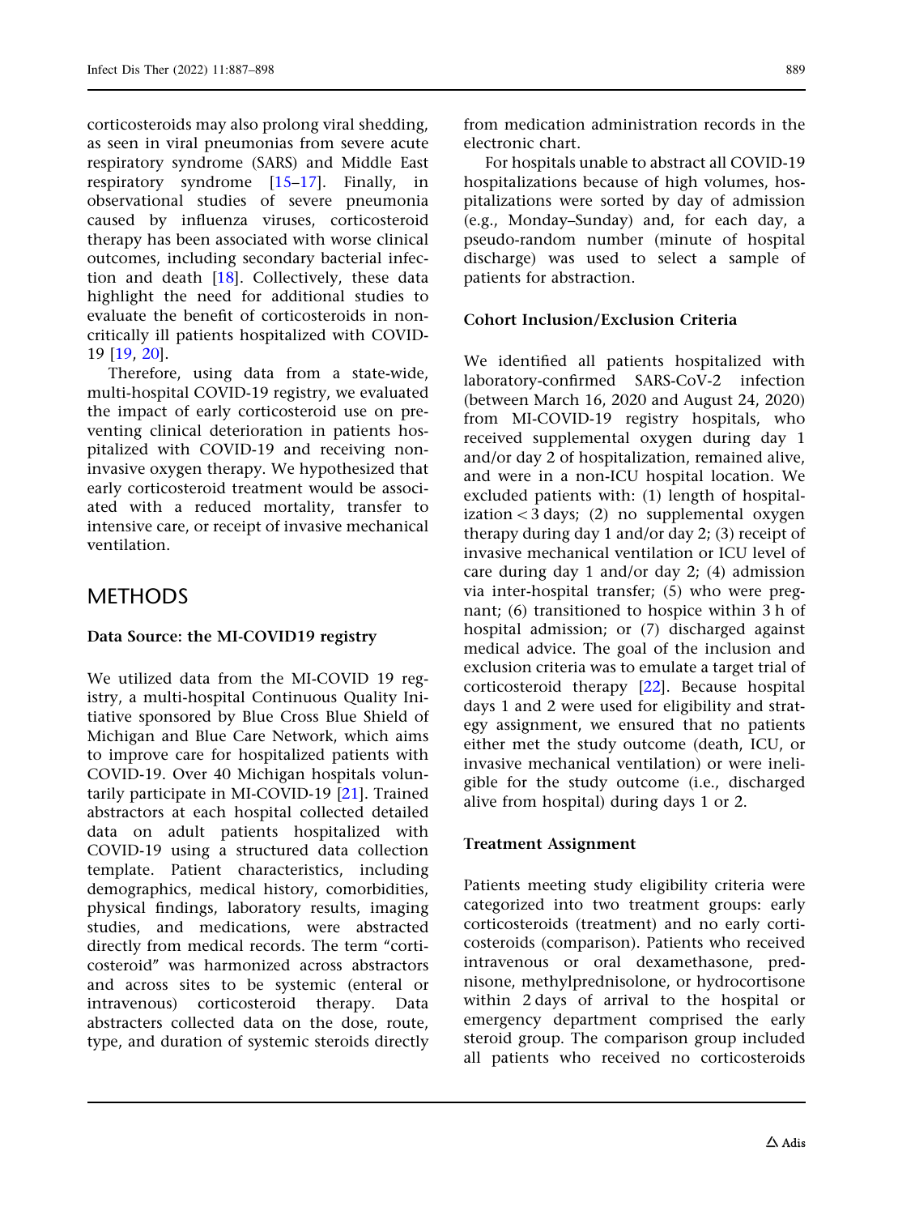corticosteroids may also prolong viral shedding, as seen in viral pneumonias from severe acute respiratory syndrome (SARS) and Middle East respiratory syndrome [15–17]. Finally, in observational studies of severe pneumonia caused by influenza viruses, corticosteroid therapy has been associated with worse clinical outcomes, including secondary bacterial infection and death [18]. Collectively, these data highlight the need for additional studies to evaluate the benefit of corticosteroids in non-critically ill patients hospitalized with COVID-19 [19, 20].

Therefore, using data from a state-wide, multi-hospital COVID-19 registry, we evaluated the impact of early corticosteroid use on preventing clinical deterioration in patients hospitalized with COVID-19 and receiving non-invasive oxygen therapy. We hypothesized that early corticosteroid treatment would be associated with a reduced mortality, transfer to intensive care, or receipt of invasive mechanical ventilation.

## METHODS

### Data Source: the MI-COVID19 registry

We utilized data from the MI-COVID 19 registry, a multi-hospital Continuous Quality Initiative sponsored by Blue Cross Blue Shield of Michigan and Blue Care Network, which aims to improve care for hospitalized patients with COVID-19. Over 40 Michigan hospitals voluntarily participate in MI-COVID-19 [21]. Trained abstractors at each hospital collected detailed data on adult patients hospitalized with COVID-19 using a structured data collection template. Patient characteristics, including demographics, medical history, comorbidities, physical findings, laboratory results, imaging studies, and medications, were abstracted directly from medical records. The term "corticosteroid" was harmonized across abstractors and across sites to be systemic (enteral or intravenous) corticosteroid therapy. Data abstracters collected data on the dose, route, type, and duration of systemic steroids directly from medication administration records in the electronic chart.

For hospitals unable to abstract all COVID-19 hospitalizations because of high volumes, hospitalizations were sorted by day of admission (e.g., Monday–Sunday) and, for each day, a pseudo-random number (minute of hospital discharge) was used to select a sample of patients for abstraction.

### Cohort Inclusion/Exclusion Criteria

We identified all patients hospitalized with laboratory-confirmed SARS-CoV-2 infection (between March 16, 2020 and August 24, 2020) from MI-COVID-19 registry hospitals, who received supplemental oxygen during day 1 and/or day 2 of hospitalization, remained alive, and were in a non-ICU hospital location. We excluded patients with: (1) length of hospitalization < 3 days; (2) no supplemental oxygen therapy during day 1 and/or day 2; (3) receipt of invasive mechanical ventilation or ICU level of care during day 1 and/or day 2; (4) admission via inter-hospital transfer; (5) who were pregnant; (6) transitioned to hospice within 3 h of hospital admission; or (7) discharged against medical advice. The goal of the inclusion and exclusion criteria was to emulate a target trial of corticosteroid therapy [22]. Because hospital days 1 and 2 were used for eligibility and strategy assignment, we ensured that no patients either met the study outcome (death, ICU, or invasive mechanical ventilation) or were ineligible for the study outcome (i.e., discharged alive from hospital) during days 1 or 2.

### Treatment Assignment

Patients meeting study eligibility criteria were categorized into two treatment groups: early corticosteroids (treatment) and no early corticosteroids (comparison). Patients who received intravenous or oral dexamethasone, prednisone, methylprednisolone, or hydrocortisone within 2 days of arrival to the hospital or emergency department comprised the early steroid group. The comparison group included all patients who received no corticosteroids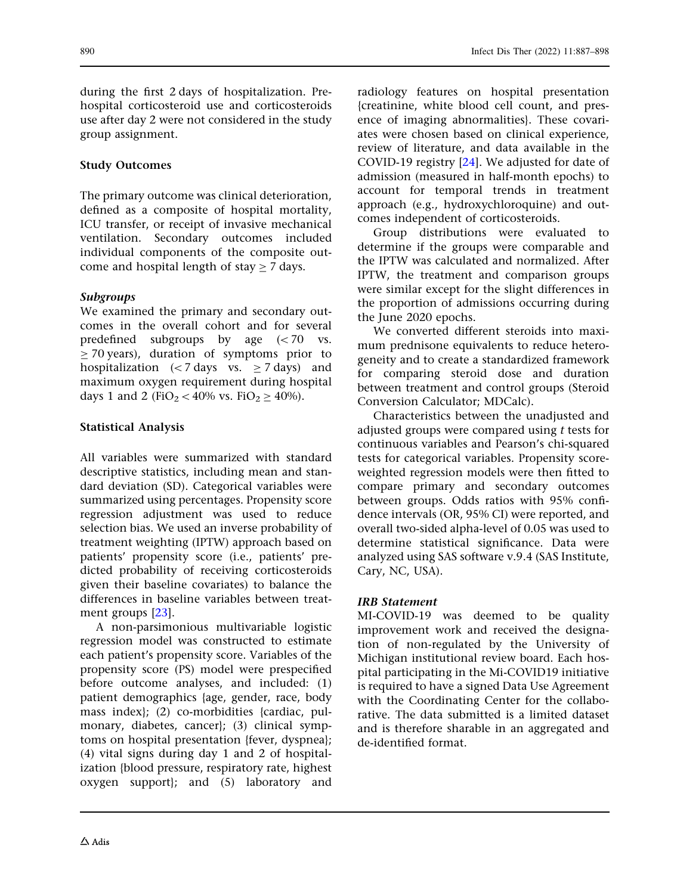during the first 2 days of hospitalization. Prehospital corticosteroid use and corticosteroids use after day 2 were not considered in the study group assignment.

## Study Outcomes

The primary outcome was clinical deterioration, defined as a composite of hospital mortality, ICU transfer, or receipt of invasive mechanical ventilation. Secondary outcomes included individual components of the composite outcome and hospital length of stay ≥ 7 days.

### *Subgroups*

We examined the primary and secondary outcomes in the overall cohort and for several predefined subgroups by age (< 70 vs. ≥ 70 years), duration of symptoms prior to hospitalization (< 7 days vs. ≥ 7 days) and maximum oxygen requirement during hospital days 1 and 2 ($FiO_2$ < 40% vs. $FiO_2$ ≥ 40%).

## Statistical Analysis

All variables were summarized with standard descriptive statistics, including mean and standard deviation (SD). Categorical variables were summarized using percentages. Propensity score regression adjustment was used to reduce selection bias. We used an inverse probability of treatment weighting (IPTW) approach based on patients' propensity score (i.e., patients' predicted probability of receiving corticosteroids given their baseline covariates) to balance the differences in baseline variables between treatment groups [23].

A non-parsimonious multivariable logistic regression model was constructed to estimate each patient's propensity score. Variables of the propensity score (PS) model were prespecified before outcome analyses, and included: (1) patient demographics {age, gender, race, body mass index}; (2) co-morbidities {cardiac, pulmonary, diabetes, cancer}; (3) clinical symptoms on hospital presentation {fever, dyspnea}; (4) vital signs during day 1 and 2 of hospitalization {blood pressure, respiratory rate, highest oxygen support}; and (5) laboratory and radiology features on hospital presentation {creatinine, white blood cell count, and presence of imaging abnormalities}. These covariates were chosen based on clinical experience, review of literature, and data available in the COVID-19 registry [24]. We adjusted for date of admission (measured in half-month epochs) to account for temporal trends in treatment approach (e.g., hydroxychloroquine) and outcomes independent of corticosteroids.

Group distributions were evaluated to determine if the groups were comparable and the IPTW was calculated and normalized. After IPTW, the treatment and comparison groups were similar except for the slight differences in the proportion of admissions occurring during the June 2020 epochs.

We converted different steroids into maximum prednisone equivalents to reduce heterogeneity and to create a standardized framework for comparing steroid dose and duration between treatment and control groups (Steroid Conversion Calculator; MDCalc).

Characteristics between the unadjusted and adjusted groups were compared using *t* tests for continuous variables and Pearson's chi-squared tests for categorical variables. Propensity score-weighted regression models were then fitted to compare primary and secondary outcomes between groups. Odds ratios with 95% confidence intervals (OR, 95% CI) were reported, and overall two-sided alpha-level of 0.05 was used to determine statistical significance. Data were analyzed using SAS software v.9.4 (SAS Institute, Cary, NC, USA).

### *IRB Statement*

MI-COVID-19 was deemed to be quality improvement work and received the designation of non-regulated by the University of Michigan institutional review board. Each hospital participating in the Mi-COVID19 initiative is required to have a signed Data Use Agreement with the Coordinating Center for the collaborative. The data submitted is a limited dataset and is therefore sharable in an aggregated and de-identified format.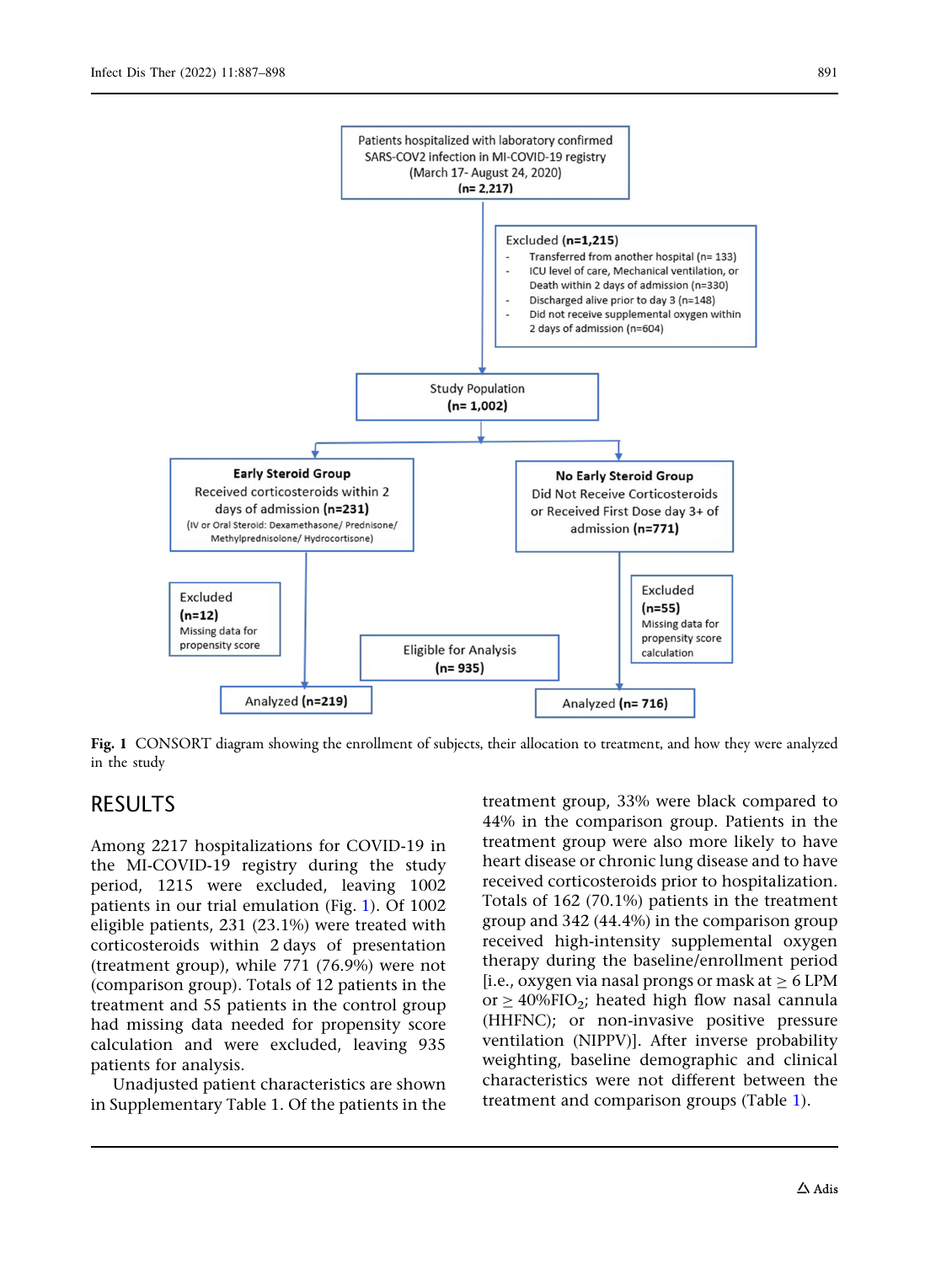Patients hospitalized with laboratory confirmed SARS-COV2 infection in MI-COVID-19 registry (March 17- August 24, 2020) **(n= 2,217)**

Excluded **(n=1,215)**
- Transferred from another hospital (n= 133)
- ICU level of care, Mechanical ventilation, or Death within 2 days of admission (n=330)
- Discharged alive prior to day 3 (n=148)
- Did not receive supplemental oxygen within 2 days of admission (n=604)

Study Population **(n= 1,002)**

**Early Steroid Group**
Received corticosteroids within 2 days of admission **(n=231)**
(IV or Oral Steroid: Dexamethasone/ Prednisone/ Methylprednisolone/ Hydrocortisone)

**No Early Steroid Group**
Did Not Receive Corticosteroids or Received First Dose day 3+ of admission **(n=771)**

Excluded **(n=12)**
Missing data for propensity score

Excluded **(n=55)**
Missing data for propensity score calculation

Eligible for Analysis **(n= 935)**

Analyzed **(n=219)**

Analyzed **(n= 716)**

**Fig. 1** CONSORT diagram showing the enrollment of subjects, their allocation to treatment, and how they were analyzed in the study

## RESULTS

Among 2217 hospitalizations for COVID-19 in the MI-COVID-19 registry during the study period, 1215 were excluded, leaving 1002 patients in our trial emulation (Fig. 1). Of 1002 eligible patients, 231 (23.1%) were treated with corticosteroids within 2 days of presentation (treatment group), while 771 (76.9%) were not (comparison group). Totals of 12 patients in the treatment and 55 patients in the control group had missing data needed for propensity score calculation and were excluded, leaving 935 patients for analysis.

Unadjusted patient characteristics are shown in Supplementary Table 1. Of the patients in the treatment group, 33% were black compared to 44% in the comparison group. Patients in the treatment group were also more likely to have heart disease or chronic lung disease and to have received corticosteroids prior to hospitalization. Totals of 162 (70.1%) patients in the treatment group and 342 (44.4%) in the comparison group received high-intensity supplemental oxygen therapy during the baseline/enrollment period [i.e., oxygen via nasal prongs or mask at $\geq$ 6 LPM or $\geq$ 40%$FIO_2$; heated high flow nasal cannula (HHFNC); or non-invasive positive pressure ventilation (NIPPV)]. After inverse probability weighting, baseline demographic and clinical characteristics were not different between the treatment and comparison groups (Table 1).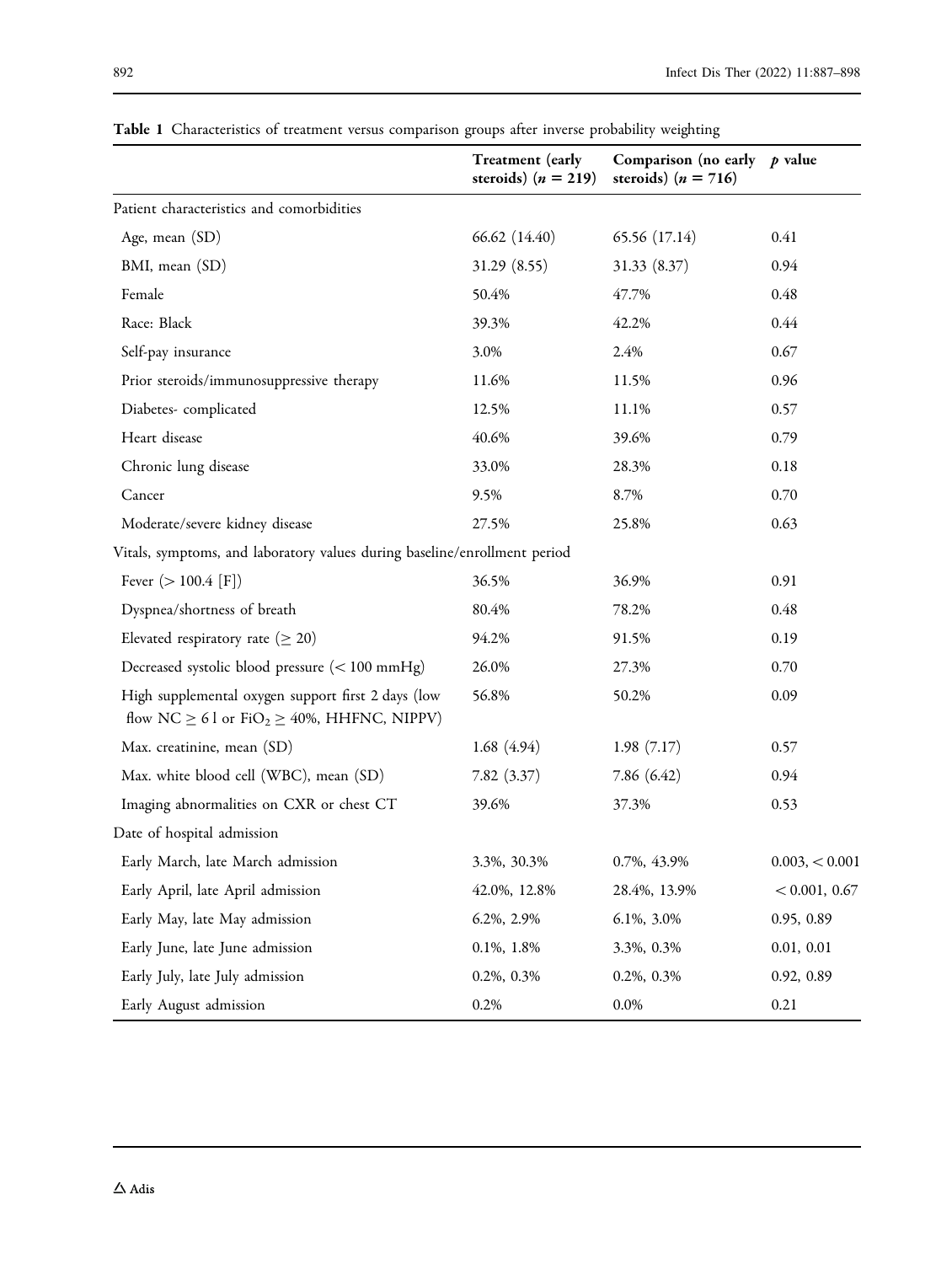**Table 1** Characteristics of treatment versus comparison groups after inverse probability weighting

| | Treatment (early steroids) ($n = 219$) | Comparison (no early steroids) ($n = 716$) | $p$ value |
|---|---|---|---|
| Patient characteristics and comorbidities | | | |
| Age, mean (SD) | 66.62 (14.40) | 65.56 (17.14) | 0.41 |
| BMI, mean (SD) | 31.29 (8.55) | 31.33 (8.37) | 0.94 |
| Female | 50.4% | 47.7% | 0.48 |
| Race: Black | 39.3% | 42.2% | 0.44 |
| Self-pay insurance | 3.0% | 2.4% | 0.67 |
| Prior steroids/immunosuppressive therapy | 11.6% | 11.5% | 0.96 |
| Diabetes- complicated | 12.5% | 11.1% | 0.57 |
| Heart disease | 40.6% | 39.6% | 0.79 |
| Chronic lung disease | 33.0% | 28.3% | 0.18 |
| Cancer | 9.5% | 8.7% | 0.70 |
| Moderate/severe kidney disease | 27.5% | 25.8% | 0.63 |
| Vitals, symptoms, and laboratory values during baseline/enrollment period | | | |
| Fever (> 100.4 [F]) | 36.5% | 36.9% | 0.91 |
| Dyspnea/shortness of breath | 80.4% | 78.2% | 0.48 |
| Elevated respiratory rate ($\geq 20$) | 94.2% | 91.5% | 0.19 |
| Decreased systolic blood pressure (< 100 mmHg) | 26.0% | 27.3% | 0.70 |
| High supplemental oxygen support first 2 days (low flow NC $\geq$ 6 l or $FiO_2 \geq 40\%$, HHFNC, NIPPV) | 56.8% | 50.2% | 0.09 |
| Max. creatinine, mean (SD) | 1.68 (4.94) | 1.98 (7.17) | 0.57 |
| Max. white blood cell (WBC), mean (SD) | 7.82 (3.37) | 7.86 (6.42) | 0.94 |
| Imaging abnormalities on CXR or chest CT | 39.6% | 37.3% | 0.53 |
| Date of hospital admission | | | |
| Early March, late March admission | 3.3%, 30.3% | 0.7%, 43.9% | 0.003, < 0.001 |
| Early April, late April admission | 42.0%, 12.8% | 28.4%, 13.9% | < 0.001, 0.67 |
| Early May, late May admission | 6.2%, 2.9% | 6.1%, 3.0% | 0.95, 0.89 |
| Early June, late June admission | 0.1%, 1.8% | 3.3%, 0.3% | 0.01, 0.01 |
| Early July, late July admission | 0.2%, 0.3% | 0.2%, 0.3% | 0.92, 0.89 |
| Early August admission | 0.2% | 0.0% | 0.21 |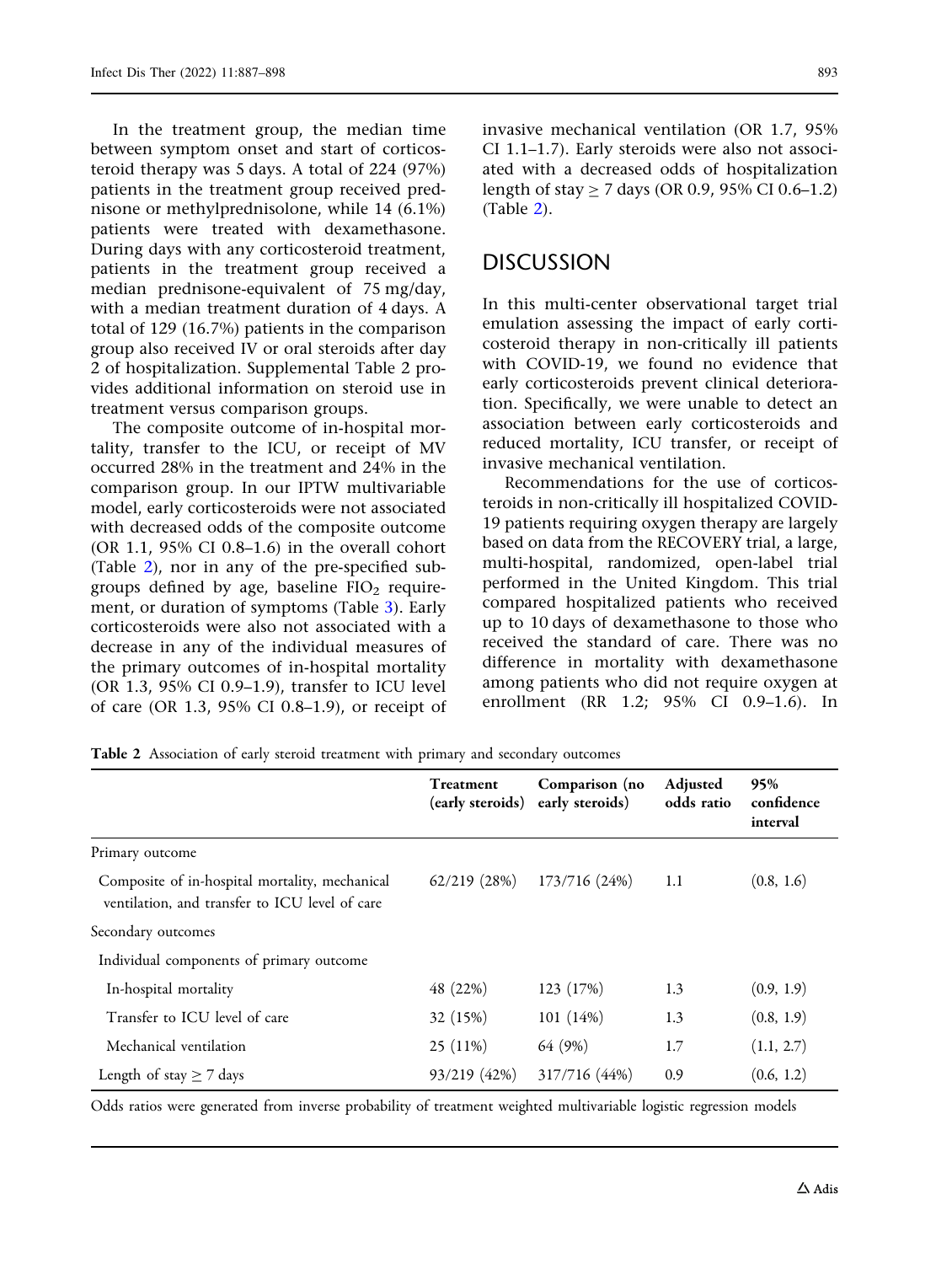In the treatment group, the median time between symptom onset and start of corticosteroid therapy was 5 days. A total of 224 (97%) patients in the treatment group received prednisone or methylprednisolone, while 14 (6.1%) patients were treated with dexamethasone. During days with any corticosteroid treatment, patients in the treatment group received a median prednisone-equivalent of 75 mg/day, with a median treatment duration of 4 days. A total of 129 (16.7%) patients in the comparison group also received IV or oral steroids after day 2 of hospitalization. Supplemental Table 2 provides additional information on steroid use in treatment versus comparison groups.

The composite outcome of in-hospital mortality, transfer to the ICU, or receipt of MV occurred 28% in the treatment and 24% in the comparison group. In our IPTW multivariable model, early corticosteroids were not associated with decreased odds of the composite outcome (OR 1.1, 95% CI 0.8–1.6) in the overall cohort (Table 2), nor in any of the pre-specified subgroups defined by age, baseline $FIO_2$ requirement, or duration of symptoms (Table 3). Early corticosteroids were also not associated with a decrease in any of the individual measures of the primary outcomes of in-hospital mortality (OR 1.3, 95% CI 0.9–1.9), transfer to ICU level of care (OR 1.3, 95% CI 0.8–1.9), or receipt of invasive mechanical ventilation (OR 1.7, 95% CI 1.1–1.7). Early steroids were also not associated with a decreased odds of hospitalization length of stay ≥ 7 days (OR 0.9, 95% CI 0.6–1.2) (Table 2).

## DISCUSSION

In this multi-center observational target trial emulation assessing the impact of early corticosteroid therapy in non-critically ill patients with COVID-19, we found no evidence that early corticosteroids prevent clinical deterioration. Specifically, we were unable to detect an association between early corticosteroids and reduced mortality, ICU transfer, or receipt of invasive mechanical ventilation.

Recommendations for the use of corticosteroids in non-critically ill hospitalized COVID-19 patients requiring oxygen therapy are largely based on data from the RECOVERY trial, a large, multi-hospital, randomized, open-label trial performed in the United Kingdom. This trial compared hospitalized patients who received up to 10 days of dexamethasone to those who received the standard of care. There was no difference in mortality with dexamethasone among patients who did not require oxygen at enrollment (RR 1.2; 95% CI 0.9–1.6). In

**Table 2** Association of early steroid treatment with primary and secondary outcomes

| | Treatment (early steroids) | Comparison (no early steroids) | Adjusted odds ratio | 95% confidence interval |
|---|---|---|---|---|
| Primary outcome | | | | |
| Composite of in-hospital mortality, mechanical ventilation, and transfer to ICU level of care | 62/219 (28%) | 173/716 (24%) | 1.1 | (0.8, 1.6) |
| Secondary outcomes | | | | |
| Individual components of primary outcome | | | | |
| In-hospital mortality | 48 (22%) | 123 (17%) | 1.3 | (0.9, 1.9) |
| Transfer to ICU level of care | 32 (15%) | 101 (14%) | 1.3 | (0.8, 1.9) |
| Mechanical ventilation | 25 (11%) | 64 (9%) | 1.7 | (1.1, 2.7) |
| Length of stay ≥ 7 days | 93/219 (42%) | 317/716 (44%) | 0.9 | (0.6, 1.2) |

Odds ratios were generated from inverse probability of treatment weighted multivariable logistic regression models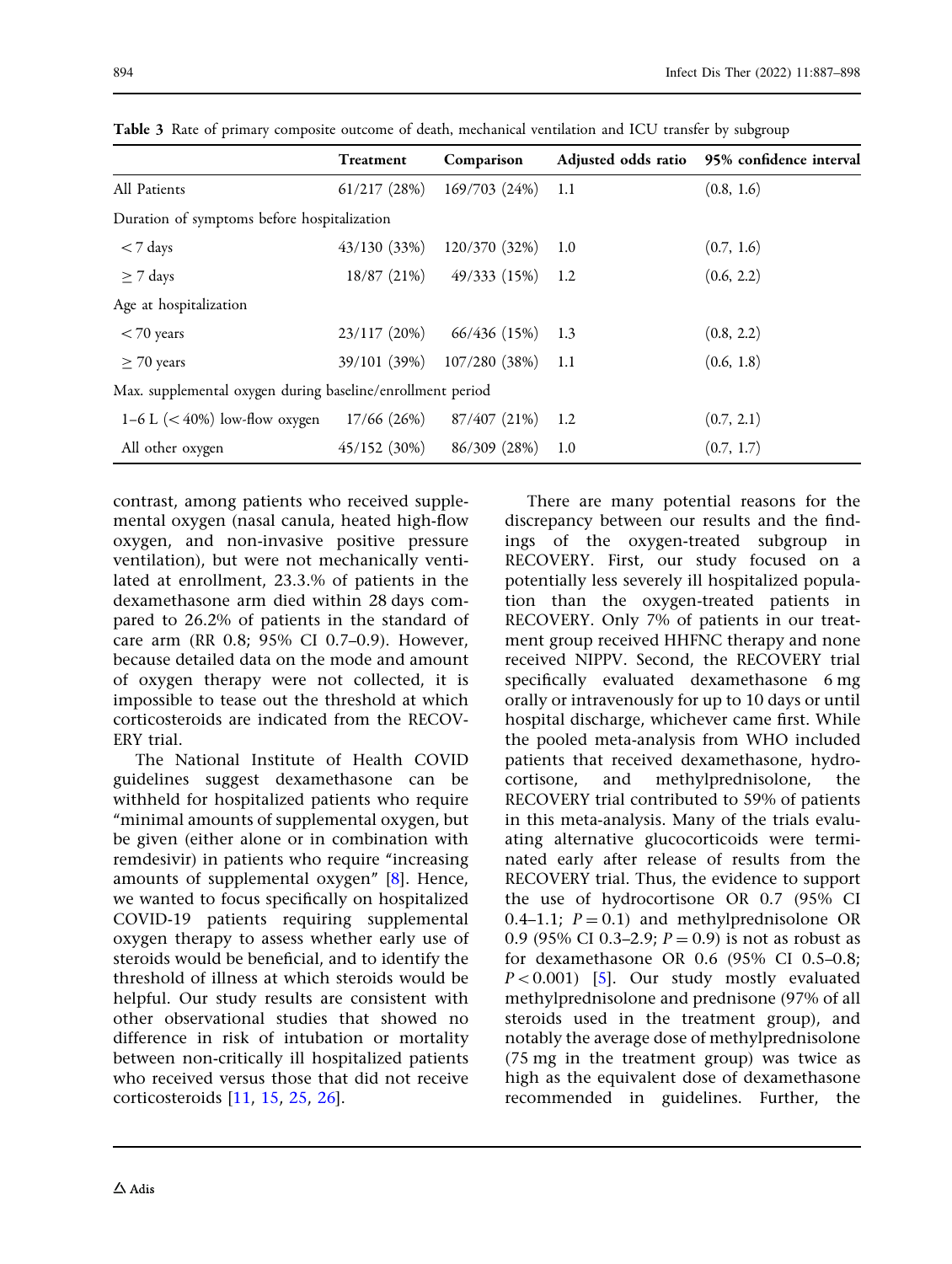**Table 3** Rate of primary composite outcome of death, mechanical ventilation and ICU transfer by subgroup

| | Treatment | Comparison | Adjusted odds ratio | 95% confidence interval |
|---|---|---|---|---|
| All Patients | 61/217 (28%) | 169/703 (24%) | 1.1 | (0.8, 1.6) |
| Duration of symptoms before hospitalization | | | | |
| < 7 days | 43/130 (33%) | 120/370 (32%) | 1.0 | (0.7, 1.6) |
| ≥ 7 days | 18/87 (21%) | 49/333 (15%) | 1.2 | (0.6, 2.2) |
| Age at hospitalization | | | | |
| < 70 years | 23/117 (20%) | 66/436 (15%) | 1.3 | (0.8, 2.2) |
| ≥ 70 years | 39/101 (39%) | 107/280 (38%) | 1.1 | (0.6, 1.8) |
| Max. supplemental oxygen during baseline/enrollment period | | | | |
| 1–6 L (< 40%) low-flow oxygen | 17/66 (26%) | 87/407 (21%) | 1.2 | (0.7, 2.1) |
| All other oxygen | 45/152 (30%) | 86/309 (28%) | 1.0 | (0.7, 1.7) |

contrast, among patients who received supplemental oxygen (nasal canula, heated high-flow oxygen, and non-invasive positive pressure ventilation), but were not mechanically ventilated at enrollment, 23.3.% of patients in the dexamethasone arm died within 28 days compared to 26.2% of patients in the standard of care arm (RR 0.8; 95% CI 0.7–0.9). However, because detailed data on the mode and amount of oxygen therapy were not collected, it is impossible to tease out the threshold at which corticosteroids are indicated from the RECOVERY trial.

The National Institute of Health COVID guidelines suggest dexamethasone can be withheld for hospitalized patients who require "minimal amounts of supplemental oxygen, but be given (either alone or in combination with remdesivir) in patients who require "increasing amounts of supplemental oxygen" [8]. Hence, we wanted to focus specifically on hospitalized COVID-19 patients requiring supplemental oxygen therapy to assess whether early use of steroids would be beneficial, and to identify the threshold of illness at which steroids would be helpful. Our study results are consistent with other observational studies that showed no difference in risk of intubation or mortality between non-critically ill hospitalized patients who received versus those that did not receive corticosteroids [11, 15, 25, 26].

There are many potential reasons for the discrepancy between our results and the findings of the oxygen-treated subgroup in RECOVERY. First, our study focused on a potentially less severely ill hospitalized population than the oxygen-treated patients in RECOVERY. Only 7% of patients in our treatment group received HHFNC therapy and none received NIPPV. Second, the RECOVERY trial specifically evaluated dexamethasone 6 mg orally or intravenously for up to 10 days or until hospital discharge, whichever came first. While the pooled meta-analysis from WHO included patients that received dexamethasone, hydrocortisone, and methylprednisolone, the RECOVERY trial contributed to 59% of patients in this meta-analysis. Many of the trials evaluating alternative glucocorticoids were terminated early after release of results from the RECOVERY trial. Thus, the evidence to support the use of hydrocortisone OR 0.7 (95% CI 0.4–1.1; $P = 0.1$) and methylprednisolone OR 0.9 (95% CI 0.3–2.9; $P = 0.9$) is not as robust as for dexamethasone OR 0.6 (95% CI 0.5–0.8; $P < 0.001$) [5]. Our study mostly evaluated methylprednisolone and prednisone (97% of all steroids used in the treatment group), and notably the average dose of methylprednisolone (75 mg in the treatment group) was twice as high as the equivalent dose of dexamethasone recommended in guidelines. Further, the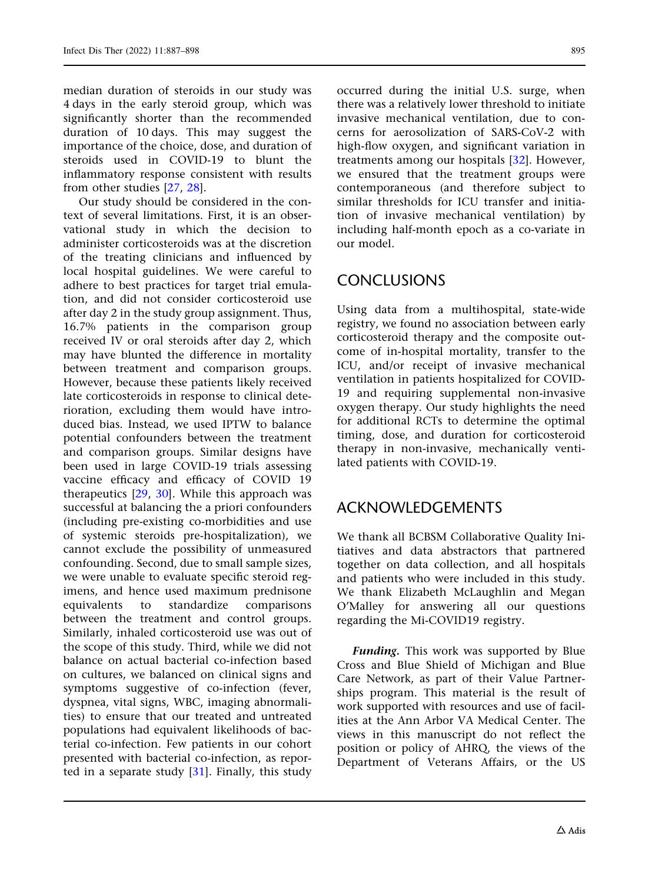median duration of steroids in our study was 4 days in the early steroid group, which was significantly shorter than the recommended duration of 10 days. This may suggest the importance of the choice, dose, and duration of steroids used in COVID-19 to blunt the inflammatory response consistent with results from other studies [27, 28].

Our study should be considered in the context of several limitations. First, it is an observational study in which the decision to administer corticosteroids was at the discretion of the treating clinicians and influenced by local hospital guidelines. We were careful to adhere to best practices for target trial emulation, and did not consider corticosteroid use after day 2 in the study group assignment. Thus, 16.7% patients in the comparison group received IV or oral steroids after day 2, which may have blunted the difference in mortality between treatment and comparison groups. However, because these patients likely received late corticosteroids in response to clinical deterioration, excluding them would have introduced bias. Instead, we used IPTW to balance potential confounders between the treatment and comparison groups. Similar designs have been used in large COVID-19 trials assessing vaccine efficacy and efficacy of COVID 19 therapeutics [29, 30]. While this approach was successful at balancing the a priori confounders (including pre-existing co-morbidities and use of systemic steroids pre-hospitalization), we cannot exclude the possibility of unmeasured confounding. Second, due to small sample sizes, we were unable to evaluate specific steroid regimens, and hence used maximum prednisone equivalents to standardize comparisons between the treatment and control groups. Similarly, inhaled corticosteroid use was out of the scope of this study. Third, while we did not balance on actual bacterial co-infection based on cultures, we balanced on clinical signs and symptoms suggestive of co-infection (fever, dyspnea, vital signs, WBC, imaging abnormalities) to ensure that our treated and untreated populations had equivalent likelihoods of bacterial co-infection. Few patients in our cohort presented with bacterial co-infection, as reported in a separate study [31]. Finally, this study occurred during the initial U.S. surge, when there was a relatively lower threshold to initiate invasive mechanical ventilation, due to concerns for aerosolization of SARS-CoV-2 with high-flow oxygen, and significant variation in treatments among our hospitals [32]. However, we ensured that the treatment groups were contemporaneous (and therefore subject to similar thresholds for ICU transfer and initiation of invasive mechanical ventilation) by including half-month epoch as a co-variate in our model.

## CONCLUSIONS

Using data from a multihospital, state-wide registry, we found no association between early corticosteroid therapy and the composite outcome of in-hospital mortality, transfer to the ICU, and/or receipt of invasive mechanical ventilation in patients hospitalized for COVID-19 and requiring supplemental non-invasive oxygen therapy. Our study highlights the need for additional RCTs to determine the optimal timing, dose, and duration for corticosteroid therapy in non-invasive, mechanically ventilated patients with COVID-19.

## ACKNOWLEDGEMENTS

We thank all BCBSM Collaborative Quality Initiatives and data abstractors that partnered together on data collection, and all hospitals and patients who were included in this study. We thank Elizabeth McLaughlin and Megan O'Malley for answering all our questions regarding the Mi-COVID19 registry.

***Funding.*** This work was supported by Blue Cross and Blue Shield of Michigan and Blue Care Network, as part of their Value Partnerships program. This material is the result of work supported with resources and use of facilities at the Ann Arbor VA Medical Center. The views in this manuscript do not reflect the position or policy of AHRQ, the views of the Department of Veterans Affairs, or the US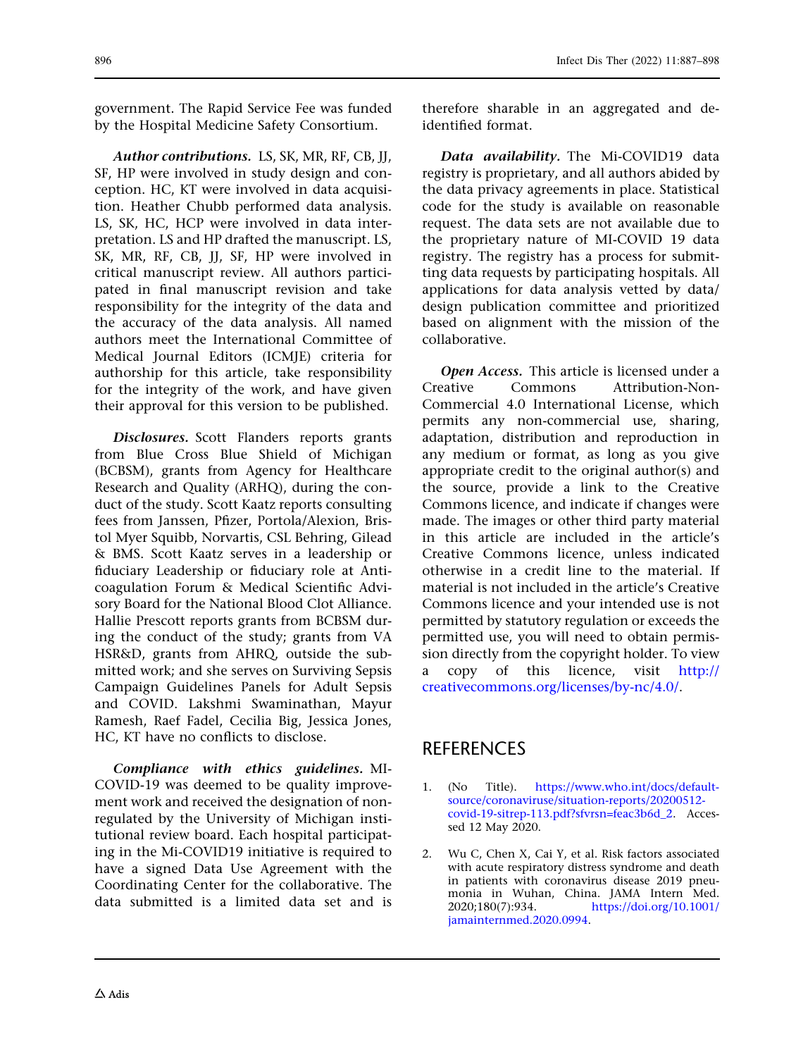government. The Rapid Service Fee was funded by the Hospital Medicine Safety Consortium.

***Author contributions.*** LS, SK, MR, RF, CB, JJ, SF, HP were involved in study design and conception. HC, KT were involved in data acquisition. Heather Chubb performed data analysis. LS, SK, HC, HCP were involved in data interpretation. LS and HP drafted the manuscript. LS, SK, MR, RF, CB, JJ, SF, HP were involved in critical manuscript review. All authors participated in final manuscript revision and take responsibility for the integrity of the data and the accuracy of the data analysis. All named authors meet the International Committee of Medical Journal Editors (ICMJE) criteria for authorship for this article, take responsibility for the integrity of the work, and have given their approval for this version to be published.

***Disclosures.*** Scott Flanders reports grants from Blue Cross Blue Shield of Michigan (BCBSM), grants from Agency for Healthcare Research and Quality (ARHQ), during the conduct of the study. Scott Kaatz reports consulting fees from Janssen, Pfizer, Portola/Alexion, Bristol Myer Squibb, Norvartis, CSL Behring, Gilead & BMS. Scott Kaatz serves in a leadership or fiduciary Leadership or fiduciary role at Anticoagulation Forum & Medical Scientific Advisory Board for the National Blood Clot Alliance. Hallie Prescott reports grants from BCBSM during the conduct of the study; grants from VA HSR&D, grants from AHRQ, outside the submitted work; and she serves on Surviving Sepsis Campaign Guidelines Panels for Adult Sepsis and COVID. Lakshmi Swaminathan, Mayur Ramesh, Raef Fadel, Cecilia Big, Jessica Jones, HC, KT have no conflicts to disclose.

***Compliance with ethics guidelines.*** MI-COVID-19 was deemed to be quality improvement work and received the designation of non-regulated by the University of Michigan institutional review board. Each hospital participating in the Mi-COVID19 initiative is required to have a signed Data Use Agreement with the Coordinating Center for the collaborative. The data submitted is a limited data set and is therefore sharable in an aggregated and de-identified format.

***Data availability.*** The Mi-COVID19 data registry is proprietary, and all authors abided by the data privacy agreements in place. Statistical code for the study is available on reasonable request. The data sets are not available due to the proprietary nature of MI-COVID 19 data registry. The registry has a process for submitting data requests by participating hospitals. All applications for data analysis vetted by data/design publication committee and prioritized based on alignment with the mission of the collaborative.

***Open Access.*** This article is licensed under a Creative Commons Attribution-Non-Commercial 4.0 International License, which permits any non-commercial use, sharing, adaptation, distribution and reproduction in any medium or format, as long as you give appropriate credit to the original author(s) and the source, provide a link to the Creative Commons licence, and indicate if changes were made. The images or other third party material in this article are included in the article's Creative Commons licence, unless indicated otherwise in a credit line to the material. If material is not included in the article's Creative Commons licence and your intended use is not permitted by statutory regulation or exceeds the permitted use, you will need to obtain permission directly from the copyright holder. To view a copy of this licence, visit http://creativecommons.org/licenses/by-nc/4.0/.

## REFERENCES

1. (No Title). https://www.who.int/docs/default-source/coronaviruse/situation-reports/20200512-covid-19-sitrep-113.pdf?sfvrsn=feac3b6d_2. Accessed 12 May 2020.
2. Wu C, Chen X, Cai Y, et al. Risk factors associated with acute respiratory distress syndrome and death in patients with coronavirus disease 2019 pneumonia in Wuhan, China. JAMA Intern Med. 2020;180(7):934. https://doi.org/10.1001/jamainternmed.2020.0994.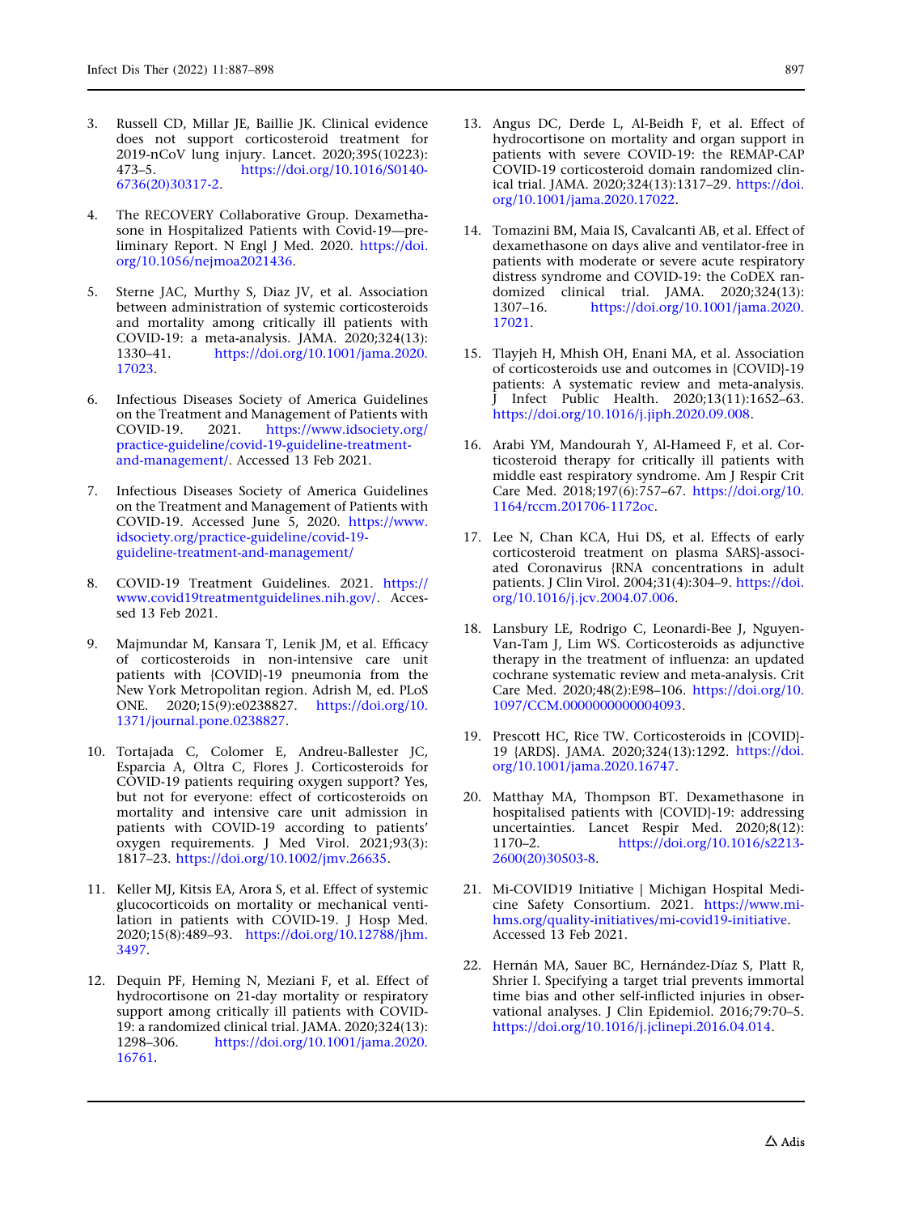3. Russell CD, Millar JE, Baillie JK. Clinical evidence does not support corticosteroid treatment for 2019-nCoV lung injury. Lancet. 2020;395(10223):473–5. https://doi.org/10.1016/S0140-6736(20)30317-2.

4. The RECOVERY Collaborative Group. Dexamethasone in Hospitalized Patients with Covid-19—preliminary Report. N Engl J Med. 2020. https://doi.org/10.1056/nejmoa2021436.

5. Sterne JAC, Murthy S, Diaz JV, et al. Association between administration of systemic corticosteroids and mortality among critically ill patients with COVID-19: a meta-analysis. JAMA. 2020;324(13):1330–41. https://doi.org/10.1001/jama.2020.17023.

6. Infectious Diseases Society of America Guidelines on the Treatment and Management of Patients with COVID-19. 2021. https://www.idsociety.org/practice-guideline/covid-19-guideline-treatment-and-management/. Accessed 13 Feb 2021.

7. Infectious Diseases Society of America Guidelines on the Treatment and Management of Patients with COVID-19. Accessed June 5, 2020. https://www.idsociety.org/practice-guideline/covid-19-guideline-treatment-and-management/

8. COVID-19 Treatment Guidelines. 2021. https://www.covid19treatmentguidelines.nih.gov/. Accessed 13 Feb 2021.

9. Majmundar M, Kansara T, Lenik JM, et al. Efficacy of corticosteroids in non-intensive care unit patients with {COVID}-19 pneumonia from the New York Metropolitan region. Adrish M, ed. PLoS ONE. 2020;15(9):e0238827. https://doi.org/10.1371/journal.pone.0238827.

10. Tortajada C, Colomer E, Andreu-Ballester JC, Esparcia A, Oltra C, Flores J. Corticosteroids for COVID-19 patients requiring oxygen support? Yes, but not for everyone: effect of corticosteroids on mortality and intensive care unit admission in patients with COVID-19 according to patients' oxygen requirements. J Med Virol. 2021;93(3):1817–23. https://doi.org/10.1002/jmv.26635.

11. Keller MJ, Kitsis EA, Arora S, et al. Effect of systemic glucocorticoids on mortality or mechanical ventilation in patients with COVID-19. J Hosp Med. 2020;15(8):489–93. https://doi.org/10.12788/jhm.3497.

12. Dequin PF, Heming N, Meziani F, et al. Effect of hydrocortisone on 21-day mortality or respiratory support among critically ill patients with COVID-19: a randomized clinical trial. JAMA. 2020;324(13):1298–306. https://doi.org/10.1001/jama.2020.16761.

13. Angus DC, Derde L, Al-Beidh F, et al. Effect of hydrocortisone on mortality and organ support in patients with severe COVID-19: the REMAP-CAP COVID-19 corticosteroid domain randomized clinical trial. JAMA. 2020;324(13):1317–29. https://doi.org/10.1001/jama.2020.17022.

14. Tomazini BM, Maia IS, Cavalcanti AB, et al. Effect of dexamethasone on days alive and ventilator-free in patients with moderate or severe acute respiratory distress syndrome and COVID-19: the CoDEX randomized clinical trial. JAMA. 2020;324(13):1307–16. https://doi.org/10.1001/jama.2020.17021.

15. Tlayjeh H, Mhish OH, Enani MA, et al. Association of corticosteroids use and outcomes in {COVID}-19 patients: A systematic review and meta-analysis. J Infect Public Health. 2020;13(11):1652–63. https://doi.org/10.1016/j.jiph.2020.09.008.

16. Arabi YM, Mandourah Y, Al-Hameed F, et al. Corticosteroid therapy for critically ill patients with middle east respiratory syndrome. Am J Respir Crit Care Med. 2018;197(6):757–67. https://doi.org/10.1164/rccm.201706-1172oc.

17. Lee N, Chan KCA, Hui DS, et al. Effects of early corticosteroid treatment on plasma SARS}-associated Coronavirus {RNA concentrations in adult patients. J Clin Virol. 2004;31(4):304–9. https://doi.org/10.1016/j.jcv.2004.07.006.

18. Lansbury LE, Rodrigo C, Leonardi-Bee J, Nguyen-Van-Tam J, Lim WS. Corticosteroids as adjunctive therapy in the treatment of influenza: an updated cochrane systematic review and meta-analysis. Crit Care Med. 2020;48(2):E98–106. https://doi.org/10.1097/CCM.0000000000004093.

19. Prescott HC, Rice TW. Corticosteroids in {COVID}-19 {ARDS}. JAMA. 2020;324(13):1292. https://doi.org/10.1001/jama.2020.16747.

20. Matthay MA, Thompson BT. Dexamethasone in hospitalised patients with {COVID}-19: addressing uncertainties. Lancet Respir Med. 2020;8(12):1170–2. https://doi.org/10.1016/s2213-2600(20)30503-8.

21. Mi-COVID19 Initiative | Michigan Hospital Medicine Safety Consortium. 2021. https://www.mi-hms.org/quality-initiatives/mi-covid19-initiative. Accessed 13 Feb 2021.

22. Hernán MA, Sauer BC, Hernández-Díaz S, Platt R, Shrier I. Specifying a target trial prevents immortal time bias and other self-inflicted injuries in observational analyses. J Clin Epidemiol. 2016;79:70–5. https://doi.org/10.1016/j.jclinepi.2016.04.014.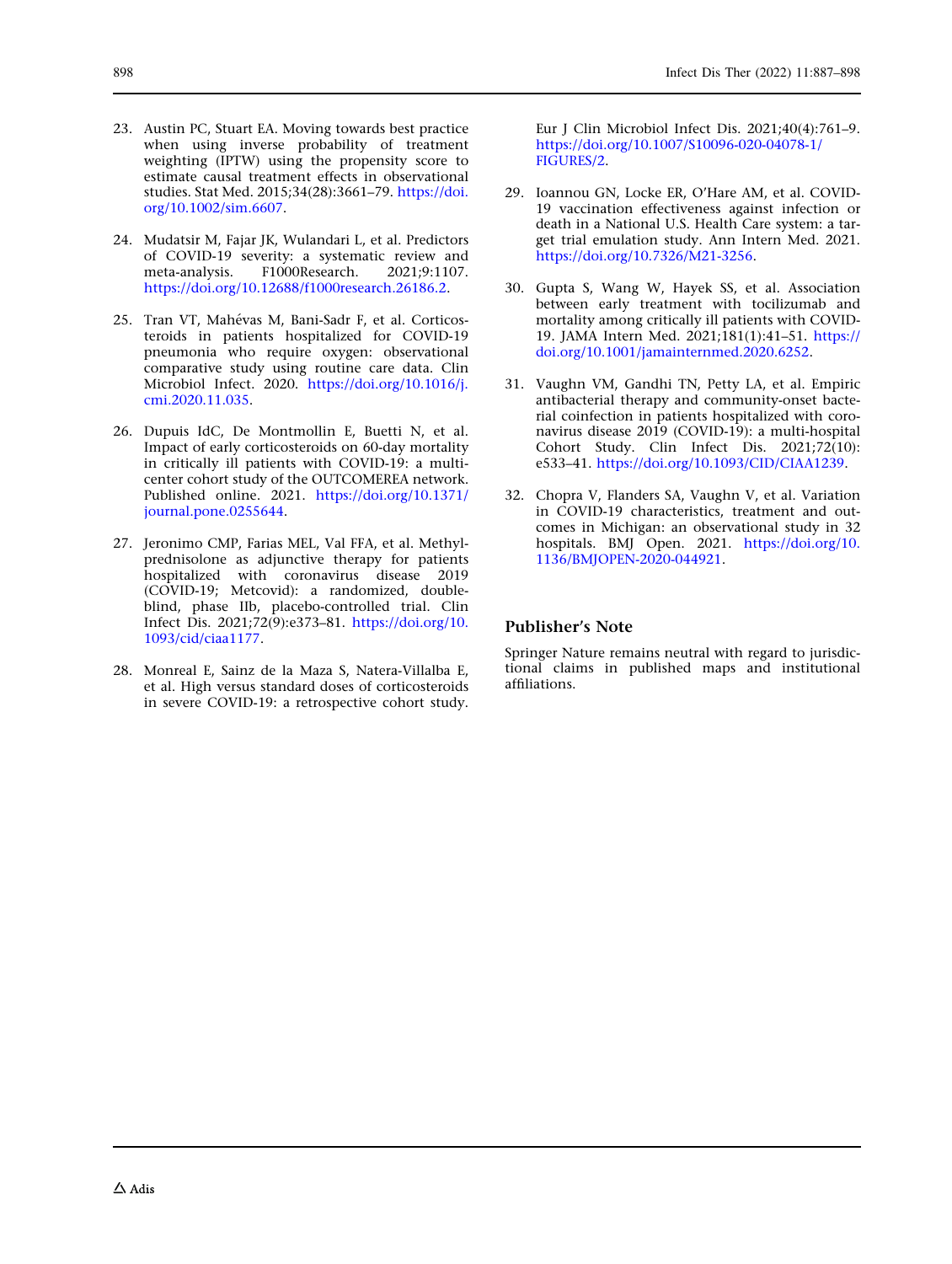23. Austin PC, Stuart EA. Moving towards best practice when using inverse probability of treatment weighting (IPTW) using the propensity score to estimate causal treatment effects in observational studies. Stat Med. 2015;34(28):3661–79. https://doi.org/10.1002/sim.6607.

24. Mudatsir M, Fajar JK, Wulandari L, et al. Predictors of COVID-19 severity: a systematic review and meta-analysis. F1000Research. 2021;9:1107. https://doi.org/10.12688/f1000research.26186.2.

25. Tran VT, Mahévas M, Bani-Sadr F, et al. Corticosteroids in patients hospitalized for COVID-19 pneumonia who require oxygen: observational comparative study using routine care data. Clin Microbiol Infect. 2020. https://doi.org/10.1016/j.cmi.2020.11.035.

26. Dupuis IdC, De Montmollin E, Buetti N, et al. Impact of early corticosteroids on 60-day mortality in critically ill patients with COVID-19: a multicenter cohort study of the OUTCOMEREA network. Published online. 2021. https://doi.org/10.1371/journal.pone.0255644.

27. Jeronimo CMP, Farias MEL, Val FFA, et al. Methylprednisolone as adjunctive therapy for patients hospitalized with coronavirus disease 2019 (COVID-19; Metcovid): a randomized, double-blind, phase IIb, placebo-controlled trial. Clin Infect Dis. 2021;72(9):e373–81. https://doi.org/10.1093/cid/ciaa1177.

28. Monreal E, Sainz de la Maza S, Natera-Villalba E, et al. High versus standard doses of corticosteroids in severe COVID-19: a retrospective cohort study. Eur J Clin Microbiol Infect Dis. 2021;40(4):761–9. https://doi.org/10.1007/S10096-020-04078-1/FIGURES/2.

29. Ioannou GN, Locke ER, O'Hare AM, et al. COVID-19 vaccination effectiveness against infection or death in a National U.S. Health Care system: a target trial emulation study. Ann Intern Med. 2021. https://doi.org/10.7326/M21-3256.

30. Gupta S, Wang W, Hayek SS, et al. Association between early treatment with tocilizumab and mortality among critically ill patients with COVID-19. JAMA Intern Med. 2021;181(1):41–51. https://doi.org/10.1001/jamainternmed.2020.6252.

31. Vaughn VM, Gandhi TN, Petty LA, et al. Empiric antibacterial therapy and community-onset bacterial coinfection in patients hospitalized with coronavirus disease 2019 (COVID-19): a multi-hospital Cohort Study. Clin Infect Dis. 2021;72(10):e533–41. https://doi.org/10.1093/CID/CIAA1239.

32. Chopra V, Flanders SA, Vaughn V, et al. Variation in COVID-19 characteristics, treatment and outcomes in Michigan: an observational study in 32 hospitals. BMJ Open. 2021. https://doi.org/10.1136/BMJOPEN-2020-044921.

## Publisher's Note

Springer Nature remains neutral with regard to jurisdictional claims in published maps and institutional affiliations.